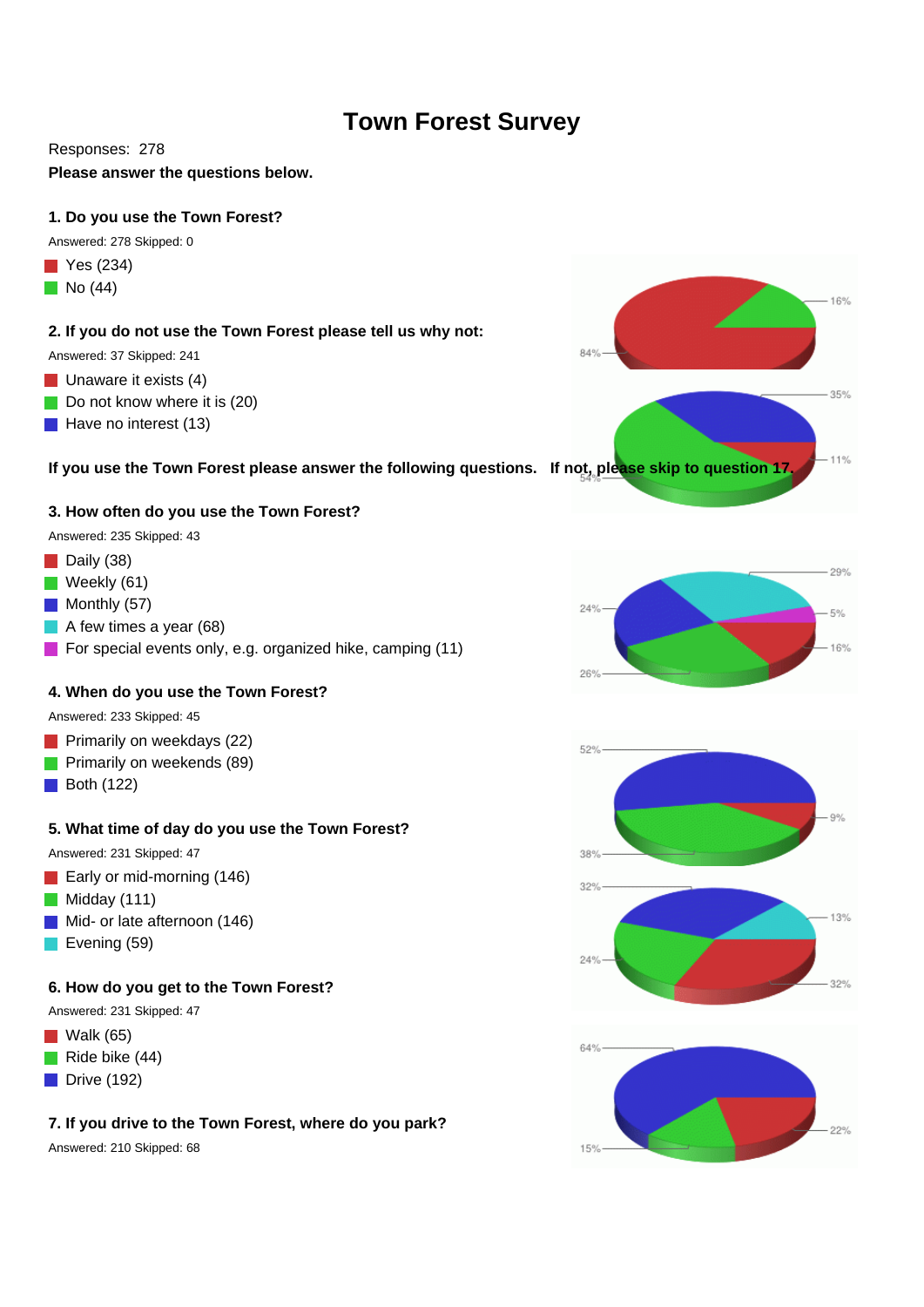# Town Forest Survey

Responses: 278

**Please answer the questions below.**

### 1. Do you use the Town Forest?

Answered: 278 Skipped: 0

- Yes (234)
- No (44)

### 2. If you do not use the Town Forest please tell us why not:

Answered: 37 Skipped: 241

- Unaware it exists (4)
- Do not know where it is (20)
- Have no interest (13)

**If you use the Town Forest please answer the following questions. If not, please skip to question 17.**

### 3. How often do you use the Town Forest?

Answered: 235 Skipped: 43

- Daily (38)
- Weekly (61)
- Monthly (57)
- A few times a year (68)
- For special events only, e.g. organized hike, camping (11)

### 4. When do you use the Town Forest?

Answered: 233 Skipped: 45

- Primarily on weekdays (22)
- Primarily on weekends (89)
- Both (122)

### 5. What time of day do you use the Town Forest?

Answered: 231 Skipped: 47

- Early or mid-morning (146)
- Midday (111)
- Mid- or late afternoon (146)
- Evening (59)

### 6. How do you get to the Town Forest?

Answered: 231 Skipped: 47

- Walk (65)
- Ride bike (44)
- Drive (192)

### 7. If you drive to the Town Forest, where do you park?

Answered: 210 Skipped: 68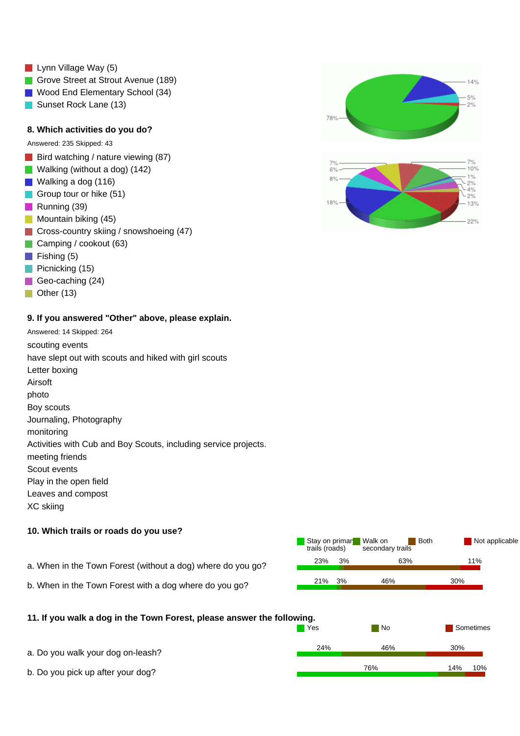- Lynn Village Way (5)
- Grove Street at Strout Avenue (189)
- Wood End Elementary School (34)
- Sunset Rock Lane (13)

### 8. Which activities do you do?

Answered: 235 Skipped: 43

- Bird watching / nature viewing (87)
- Walking (without a dog) (142)
- Walking a dog (116)
- Group tour or hike (51)
- Running (39)
- Mountain biking (45)
- Cross-country skiing / snowshoeing (47)
- Camping / cookout (63)
- Fishing (5)
- Picnicking (15)
- Geo-caching (24)
- Other (13)

### 9. If you answered "Other" above, please explain.

Answered: 14 Skipped: 264

scouting events

have slept out with scouts and hiked with girl scouts

Letter boxing

Airsoft

photo

Boy scouts

Journaling, Photography

monitoring

Activities with Cub and Boy Scouts, including service projects.

meeting friends

Scout events

Play in the open field

Leaves and compost

XC skiing

### 10. Which trails or roads do you use?

| | Stay on primary trails (roads) | Walk on secondary trails | Both | Not applicable |
|---|---|---|---|---|
| a. When in the Town Forest (without a dog) where do you go? | 23% | 3% | 63% | 11% |
| b. When in the Town Forest with a dog where do you go? | 21% | 3% | 46% | 30% |

### 11. If you walk a dog in the Town Forest, please answer the following.

| | Yes | No | Sometimes |
|---|---|---|---|
| a. Do you walk your dog on-leash? | 24% | 46% | 30% |
| b. Do you pick up after your dog? | 76% | 14% | 10% |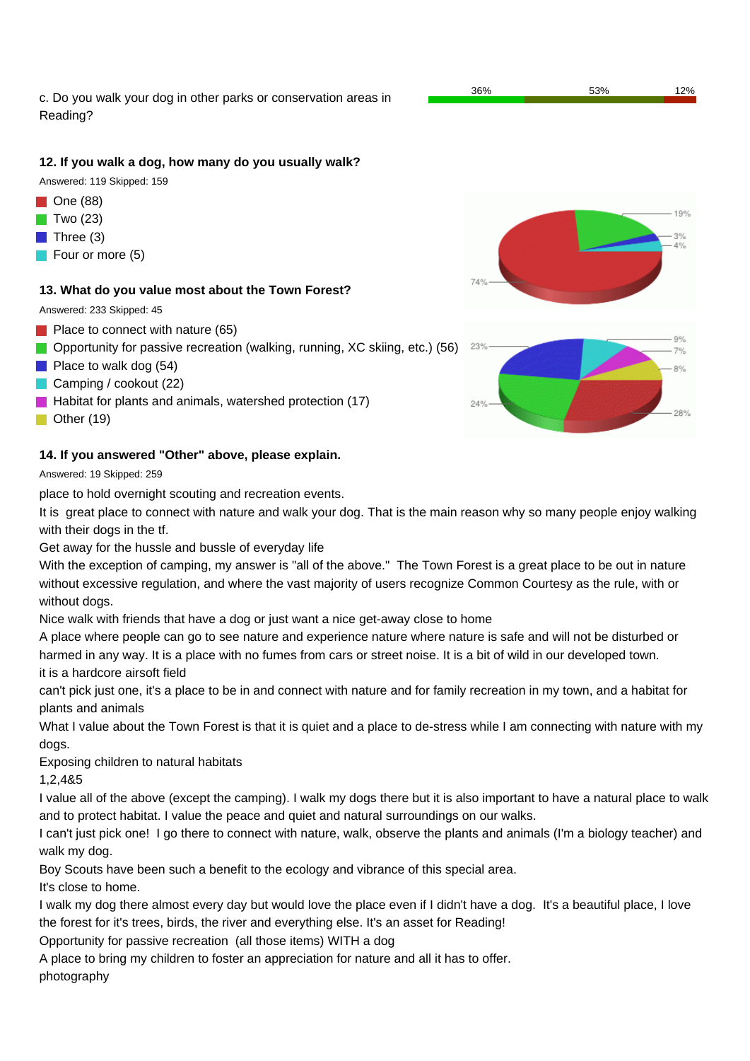c. Do you walk your dog in other parks or conservation areas in Reading?

36% | 53% | 12%

**12. If you walk a dog, how many do you usually walk?**

Answered: 119 Skipped: 159

- One (88)
- Two (23)
- Three (3)
- Four or more (5)

74% | 19% | 3% | 4%

**13. What do you value most about the Town Forest?**

Answered: 233 Skipped: 45

- Place to connect with nature (65)
- Opportunity for passive recreation (walking, running, XC skiing, etc.) (56)
- Place to walk dog (54)
- Camping / cookout (22)
- Habitat for plants and animals, watershed protection (17)
- Other (19)

23% | 24% | 28% | 9% | 7% | 8%

**14. If you answered "Other" above, please explain.**

Answered: 19 Skipped: 259

place to hold overnight scouting and recreation events.

It is great place to connect with nature and walk your dog. That is the main reason why so many people enjoy walking with their dogs in the tf.

Get away for the hussle and bussle of everyday life

With the exception of camping, my answer is "all of the above." The Town Forest is a great place to be out in nature without excessive regulation, and where the vast majority of users recognize Common Courtesy as the rule, with or without dogs.

Nice walk with friends that have a dog or just want a nice get-away close to home

A place where people can go to see nature and experience nature where nature is safe and will not be disturbed or harmed in any way. It is a place with no fumes from cars or street noise. It is a bit of wild in our developed town.

it is a hardcore airsoft field

can't pick just one, it's a place to be in and connect with nature and for family recreation in my town, and a habitat for plants and animals

What I value about the Town Forest is that it is quiet and a place to de-stress while I am connecting with nature with my dogs.

Exposing children to natural habitats

1,2,4&5

I value all of the above (except the camping). I walk my dogs there but it is also important to have a natural place to walk and to protect habitat. I value the peace and quiet and natural surroundings on our walks.

I can't just pick one! I go there to connect with nature, walk, observe the plants and animals (I'm a biology teacher) and walk my dog.

Boy Scouts have been such a benefit to the ecology and vibrance of this special area.

It's close to home.

I walk my dog there almost every day but would love the place even if I didn't have a dog. It's a beautiful place, I love the forest for it's trees, birds, the river and everything else. It's an asset for Reading!

Opportunity for passive recreation (all those items) WITH a dog

A place to bring my children to foster an appreciation for nature and all it has to offer.

photography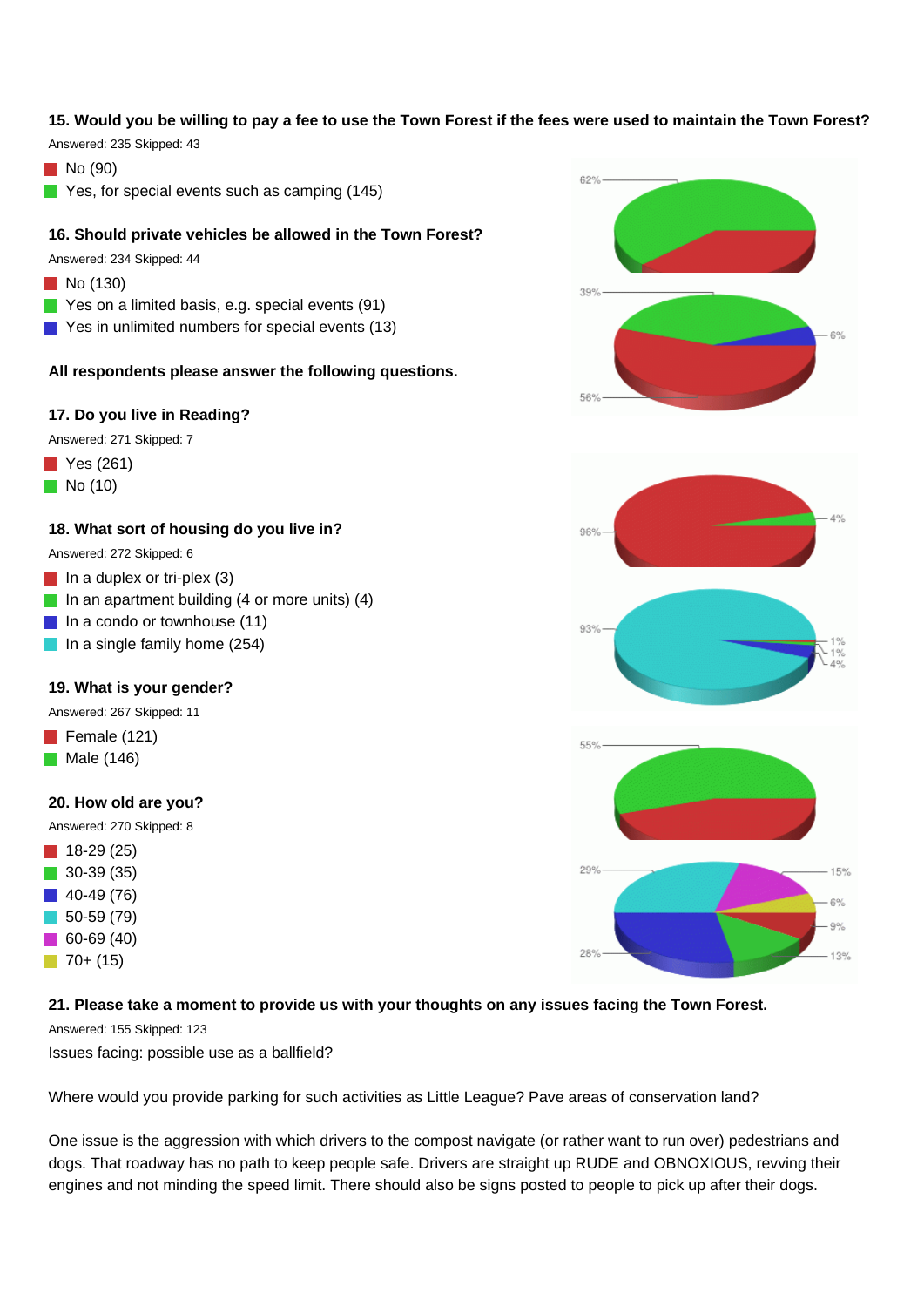**15. Would you be willing to pay a fee to use the Town Forest if the fees were used to maintain the Town Forest?**

Answered: 235 Skipped: 43

- No (90)
- Yes, for special events such as camping (145)

**16. Should private vehicles be allowed in the Town Forest?**

Answered: 234 Skipped: 44

- No (130)
- Yes on a limited basis, e.g. special events (91)
- Yes in unlimited numbers for special events (13)

**All respondents please answer the following questions.**

**17. Do you live in Reading?**

Answered: 271 Skipped: 7

- Yes (261)
- No (10)

**18. What sort of housing do you live in?**

Answered: 272 Skipped: 6

- In a duplex or tri-plex (3)
- In an apartment building (4 or more units) (4)
- In a condo or townhouse (11)
- In a single family home (254)

**19. What is your gender?**

Answered: 267 Skipped: 11

- Female (121)
- Male (146)

**20. How old are you?**

Answered: 270 Skipped: 8

- 18-29 (25)
- 30-39 (35)
- 40-49 (76)
- 50-59 (79)
- 60-69 (40)
- 70+ (15)

**21. Please take a moment to provide us with your thoughts on any issues facing the Town Forest.**

Answered: 155 Skipped: 123

Issues facing: possible use as a ballfield?

Where would you provide parking for such activities as Little League? Pave areas of conservation land?

One issue is the aggression with which drivers to the compost navigate (or rather want to run over) pedestrians and dogs. That roadway has no path to keep people safe. Drivers are straight up RUDE and OBNOXIOUS, revving their engines and not minding the speed limit. There should also be signs posted to people to pick up after their dogs.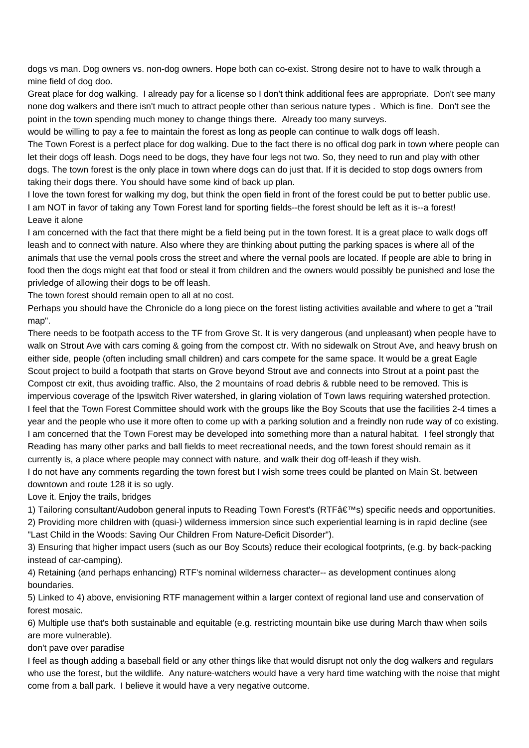dogs vs man. Dog owners vs. non-dog owners. Hope both can co-exist. Strong desire not to have to walk through a mine field of dog doo.

Great place for dog walking. I already pay for a license so I don't think additional fees are appropriate. Don't see many none dog walkers and there isn't much to attract people other than serious nature types . Which is fine. Don't see the point in the town spending much money to change things there. Already too many surveys.

would be willing to pay a fee to maintain the forest as long as people can continue to walk dogs off leash.

The Town Forest is a perfect place for dog walking. Due to the fact there is no offical dog park in town where people can let their dogs off leash. Dogs need to be dogs, they have four legs not two. So, they need to run and play with other dogs. The town forest is the only place in town where dogs can do just that. If it is decided to stop dogs owners from taking their dogs there. You should have some kind of back up plan.

I love the town forest for walking my dog, but think the open field in front of the forest could be put to better public use.

I am NOT in favor of taking any Town Forest land for sporting fields--the forest should be left as it is--a forest!

Leave it alone

I am concerned with the fact that there might be a field being put in the town forest. It is a great place to walk dogs off leash and to connect with nature. Also where they are thinking about putting the parking spaces is where all of the animals that use the vernal pools cross the street and where the vernal pools are located. If people are able to bring in food then the dogs might eat that food or steal it from children and the owners would possibly be punished and lose the privledge of allowing their dogs to be off leash.

The town forest should remain open to all at no cost.

Perhaps you should have the Chronicle do a long piece on the forest listing activities available and where to get a "trail map".

There needs to be footpath access to the TF from Grove St. It is very dangerous (and unpleasant) when people have to walk on Strout Ave with cars coming & going from the compost ctr. With no sidewalk on Strout Ave, and heavy brush on either side, people (often including small children) and cars compete for the same space. It would be a great Eagle Scout project to build a footpath that starts on Grove beyond Strout ave and connects into Strout at a point past the Compost ctr exit, thus avoiding traffic. Also, the 2 mountains of road debris & rubble need to be removed. This is impervious coverage of the Ipswitch River watershed, in glaring violation of Town laws requiring watershed protection.

I feel that the Town Forest Committee should work with the groups like the Boy Scouts that use the facilities 2-4 times a year and the people who use it more often to come up with a parking solution and a freindly non rude way of co existing.

I am concerned that the Town Forest may be developed into something more than a natural habitat. I feel strongly that Reading has many other parks and ball fields to meet recreational needs, and the town forest should remain as it currently is, a place where people may connect with nature, and walk their dog off-leash if they wish.

I do not have any comments regarding the town forest but I wish some trees could be planted on Main St. between downtown and route 128 it is so ugly.

Love it. Enjoy the trails, bridges

1) Tailoring consultant/Audobon general inputs to Reading Town Forest's (RTFâ€™s) specific needs and opportunities.
2) Providing more children with (quasi-) wilderness immersion since such experiential learning is in rapid decline (see "Last Child in the Woods: Saving Our Children From Nature-Deficit Disorder").
3) Ensuring that higher impact users (such as our Boy Scouts) reduce their ecological footprints, (e.g. by back-packing instead of car-camping).
4) Retaining (and perhaps enhancing) RTF's nominal wilderness character-- as development continues along boundaries.
5) Linked to 4) above, envisioning RTF management within a larger context of regional land use and conservation of forest mosaic.
6) Multiple use that's both sustainable and equitable (e.g. restricting mountain bike use during March thaw when soils are more vulnerable).

don't pave over paradise

I feel as though adding a baseball field or any other things like that would disrupt not only the dog walkers and regulars who use the forest, but the wildlife. Any nature-watchers would have a very hard time watching with the noise that might come from a ball park. I believe it would have a very negative outcome.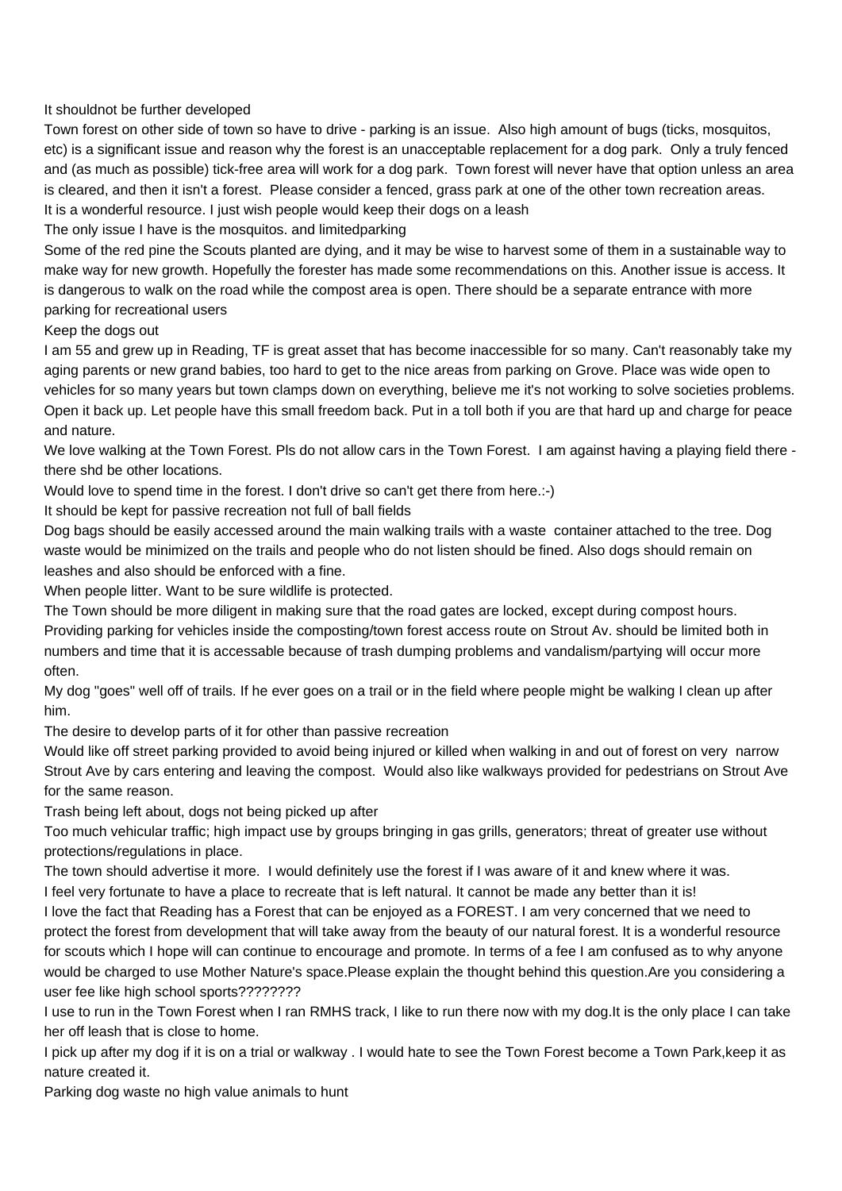It shouldnot be further developed

Town forest on other side of town so have to drive - parking is an issue. Also high amount of bugs (ticks, mosquitos, etc) is a significant issue and reason why the forest is an unacceptable replacement for a dog park. Only a truly fenced and (as much as possible) tick-free area will work for a dog park. Town forest will never have that option unless an area is cleared, and then it isn't a forest. Please consider a fenced, grass park at one of the other town recreation areas.

It is a wonderful resource. I just wish people would keep their dogs on a leash

The only issue I have is the mosquitos. and limitedparking

Some of the red pine the Scouts planted are dying, and it may be wise to harvest some of them in a sustainable way to make way for new growth. Hopefully the forester has made some recommendations on this. Another issue is access. It is dangerous to walk on the road while the compost area is open. There should be a separate entrance with more parking for recreational users

Keep the dogs out

I am 55 and grew up in Reading, TF is great asset that has become inaccessible for so many. Can't reasonably take my aging parents or new grand babies, too hard to get to the nice areas from parking on Grove. Place was wide open to vehicles for so many years but town clamps down on everything, believe me it's not working to solve societies problems. Open it back up. Let people have this small freedom back. Put in a toll both if you are that hard up and charge for peace and nature.

We love walking at the Town Forest. Pls do not allow cars in the Town Forest. I am against having a playing field there - there shd be other locations.

Would love to spend time in the forest. I don't drive so can't get there from here.:-)

It should be kept for passive recreation not full of ball fields

Dog bags should be easily accessed around the main walking trails with a waste container attached to the tree. Dog waste would be minimized on the trails and people who do not listen should be fined. Also dogs should remain on leashes and also should be enforced with a fine.

When people litter. Want to be sure wildlife is protected.

The Town should be more diligent in making sure that the road gates are locked, except during compost hours. Providing parking for vehicles inside the composting/town forest access route on Strout Av. should be limited both in numbers and time that it is accessable because of trash dumping problems and vandalism/partying will occur more often.

My dog "goes" well off of trails. If he ever goes on a trail or in the field where people might be walking I clean up after him.

The desire to develop parts of it for other than passive recreation

Would like off street parking provided to avoid being injured or killed when walking in and out of forest on very narrow Strout Ave by cars entering and leaving the compost. Would also like walkways provided for pedestrians on Strout Ave for the same reason.

Trash being left about, dogs not being picked up after

Too much vehicular traffic; high impact use by groups bringing in gas grills, generators; threat of greater use without protections/regulations in place.

The town should advertise it more. I would definitely use the forest if I was aware of it and knew where it was.

I feel very fortunate to have a place to recreate that is left natural. It cannot be made any better than it is!

I love the fact that Reading has a Forest that can be enjoyed as a FOREST. I am very concerned that we need to protect the forest from development that will take away from the beauty of our natural forest. It is a wonderful resource for scouts which I hope will can continue to encourage and promote. In terms of a fee I am confused as to why anyone would be charged to use Mother Nature's space.Please explain the thought behind this question.Are you considering a user fee like high school sports????????

I use to run in the Town Forest when I ran RMHS track, I like to run there now with my dog.It is the only place I can take her off leash that is close to home.

I pick up after my dog if it is on a trial or walkway . I would hate to see the Town Forest become a Town Park,keep it as nature created it.

Parking dog waste no high value animals to hunt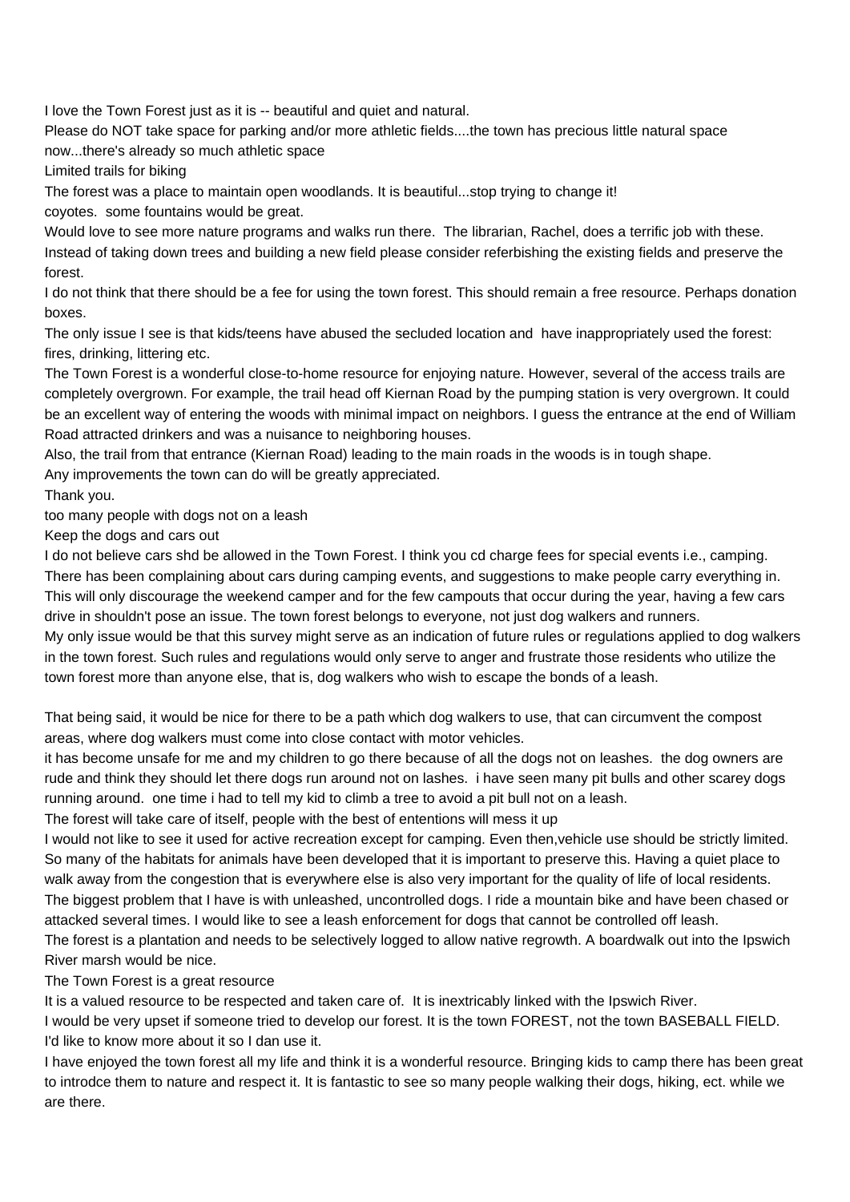I love the Town Forest just as it is -- beautiful and quiet and natural.

Please do NOT take space for parking and/or more athletic fields....the town has precious little natural space now...there's already so much athletic space

Limited trails for biking

The forest was a place to maintain open woodlands. It is beautiful...stop trying to change it!

coyotes.  some fountains would be great.

Would love to see more nature programs and walks run there.  The librarian, Rachel, does a terrific job with these.

Instead of taking down trees and building a new field please consider referbishing the existing fields and preserve the forest.

I do not think that there should be a fee for using the town forest. This should remain a free resource. Perhaps donation boxes.

The only issue I see is that kids/teens have abused the secluded location and  have inappropriately used the forest: fires, drinking, littering etc.

The Town Forest is a wonderful close-to-home resource for enjoying nature. However, several of the access trails are completely overgrown. For example, the trail head off Kiernan Road by the pumping station is very overgrown. It could be an excellent way of entering the woods with minimal impact on neighbors. I guess the entrance at the end of William Road attracted drinkers and was a nuisance to neighboring houses.
Also, the trail from that entrance (Kiernan Road) leading to the main roads in the woods is in tough shape.
Any improvements the town can do will be greatly appreciated.
Thank you.

too many people with dogs not on a leash

Keep the dogs and cars out

I do not believe cars shd be allowed in the Town Forest. I think you cd charge fees for special events i.e., camping.

There has been complaining about cars during camping events, and suggestions to make people carry everything in. This will only discourage the weekend camper and for the few campouts that occur during the year, having a few cars drive in shouldn't pose an issue. The town forest belongs to everyone, not just dog walkers and runners.

My only issue would be that this survey might serve as an indication of future rules or regulations applied to dog walkers in the town forest. Such rules and regulations would only serve to anger and frustrate those residents who utilize the town forest more than anyone else, that is, dog walkers who wish to escape the bonds of a leash.

That being said, it would be nice for there to be a path which dog walkers to use, that can circumvent the compost areas, where dog walkers must come into close contact with motor vehicles.

it has become unsafe for me and my children to go there because of all the dogs not on leashes.  the dog owners are rude and think they should let there dogs run around not on lashes.  i have seen many pit bulls and other scarey dogs running around.  one time i had to tell my kid to climb a tree to avoid a pit bull not on a leash.

The forest will take care of itself, people with the best of ententions will mess it up

I would not like to see it used for active recreation except for camping. Even then,vehicle use should be strictly limited. So many of the habitats for animals have been developed that it is important to preserve this. Having a quiet place to walk away from the congestion that is everywhere else is also very important for the quality of life of local residents.

The biggest problem that I have is with unleashed, uncontrolled dogs. I ride a mountain bike and have been chased or attacked several times. I would like to see a leash enforcement for dogs that cannot be controlled off leash.

The forest is a plantation and needs to be selectively logged to allow native regrowth. A boardwalk out into the Ipswich River marsh would be nice.

The Town Forest is a great resource

It is a valued resource to be respected and taken care of.  It is inextricably linked with the Ipswich River.

I would be very upset if someone tried to develop our forest. It is the town FOREST, not the town BASEBALL FIELD.

I'd like to know more about it so I dan use it.

I have enjoyed the town forest all my life and think it is a wonderful resource. Bringing kids to camp there has been great to introdce them to nature and respect it. It is fantastic to see so many people walking their dogs, hiking, ect. while we are there.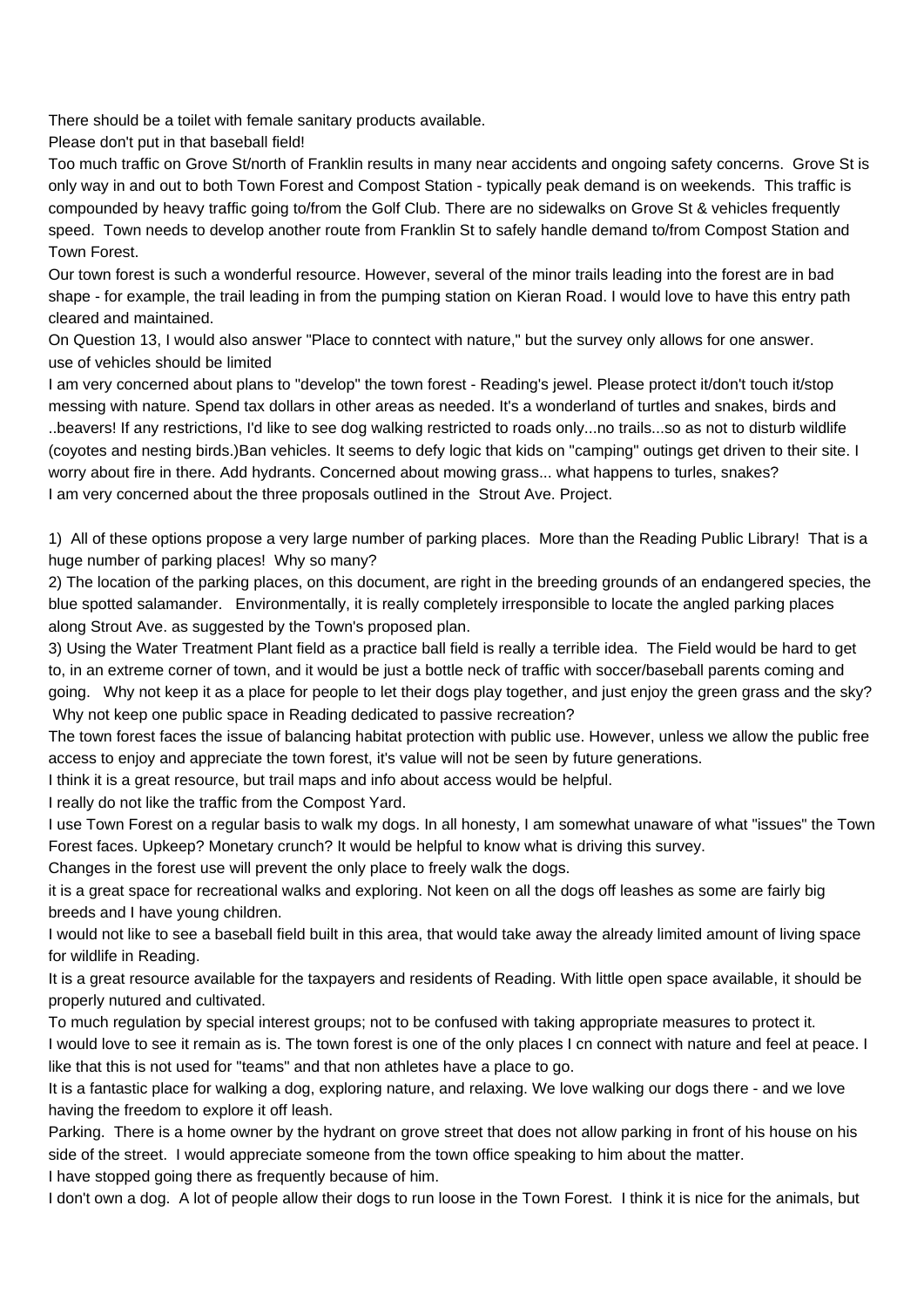There should be a toilet with female sanitary products available.

Please don't put in that baseball field!

Too much traffic on Grove St/north of Franklin results in many near accidents and ongoing safety concerns. Grove St is only way in and out to both Town Forest and Compost Station - typically peak demand is on weekends. This traffic is compounded by heavy traffic going to/from the Golf Club. There are no sidewalks on Grove St & vehicles frequently speed. Town needs to develop another route from Franklin St to safely handle demand to/from Compost Station and Town Forest.

Our town forest is such a wonderful resource. However, several of the minor trails leading into the forest are in bad shape - for example, the trail leading in from the pumping station on Kieran Road. I would love to have this entry path cleared and maintained.

On Question 13, I would also answer "Place to conntect with nature," but the survey only allows for one answer.

use of vehicles should be limited

I am very concerned about plans to "develop" the town forest - Reading's jewel. Please protect it/don't touch it/stop messing with nature. Spend tax dollars in other areas as needed. It's a wonderland of turtles and snakes, birds and ..beavers! If any restrictions, I'd like to see dog walking restricted to roads only...no trails...so as not to disturb wildlife (coyotes and nesting birds.)Ban vehicles. It seems to defy logic that kids on "camping" outings get driven to their site. I worry about fire in there. Add hydrants. Concerned about mowing grass... what happens to turles, snakes?

I am very concerned about the three proposals outlined in the Strout Ave. Project.

1) All of these options propose a very large number of parking places. More than the Reading Public Library! That is a huge number of parking places! Why so many?

2) The location of the parking places, on this document, are right in the breeding grounds of an endangered species, the blue spotted salamander. Environmentally, it is really completely irresponsible to locate the angled parking places along Strout Ave. as suggested by the Town's proposed plan.

3) Using the Water Treatment Plant field as a practice ball field is really a terrible idea. The Field would be hard to get to, in an extreme corner of town, and it would be just a bottle neck of traffic with soccer/baseball parents coming and going. Why not keep it as a place for people to let their dogs play together, and just enjoy the green grass and the sky? Why not keep one public space in Reading dedicated to passive recreation?

The town forest faces the issue of balancing habitat protection with public use. However, unless we allow the public free access to enjoy and appreciate the town forest, it's value will not be seen by future generations.

I think it is a great resource, but trail maps and info about access would be helpful.

I really do not like the traffic from the Compost Yard.

I use Town Forest on a regular basis to walk my dogs. In all honesty, I am somewhat unaware of what "issues" the Town Forest faces. Upkeep? Monetary crunch? It would be helpful to know what is driving this survey.

Changes in the forest use will prevent the only place to freely walk the dogs.

it is a great space for recreational walks and exploring. Not keen on all the dogs off leashes as some are fairly big breeds and I have young children.

I would not like to see a baseball field built in this area, that would take away the already limited amount of living space for wildlife in Reading.

It is a great resource available for the taxpayers and residents of Reading. With little open space available, it should be properly nutured and cultivated.

To much regulation by special interest groups; not to be confused with taking appropriate measures to protect it.

I would love to see it remain as is. The town forest is one of the only places I cn connect with nature and feel at peace. I like that this is not used for "teams" and that non athletes have a place to go.

It is a fantastic place for walking a dog, exploring nature, and relaxing. We love walking our dogs there - and we love having the freedom to explore it off leash.

Parking. There is a home owner by the hydrant on grove street that does not allow parking in front of his house on his side of the street. I would appreciate someone from the town office speaking to him about the matter.

I have stopped going there as frequently because of him.

I don't own a dog. A lot of people allow their dogs to run loose in the Town Forest. I think it is nice for the animals, but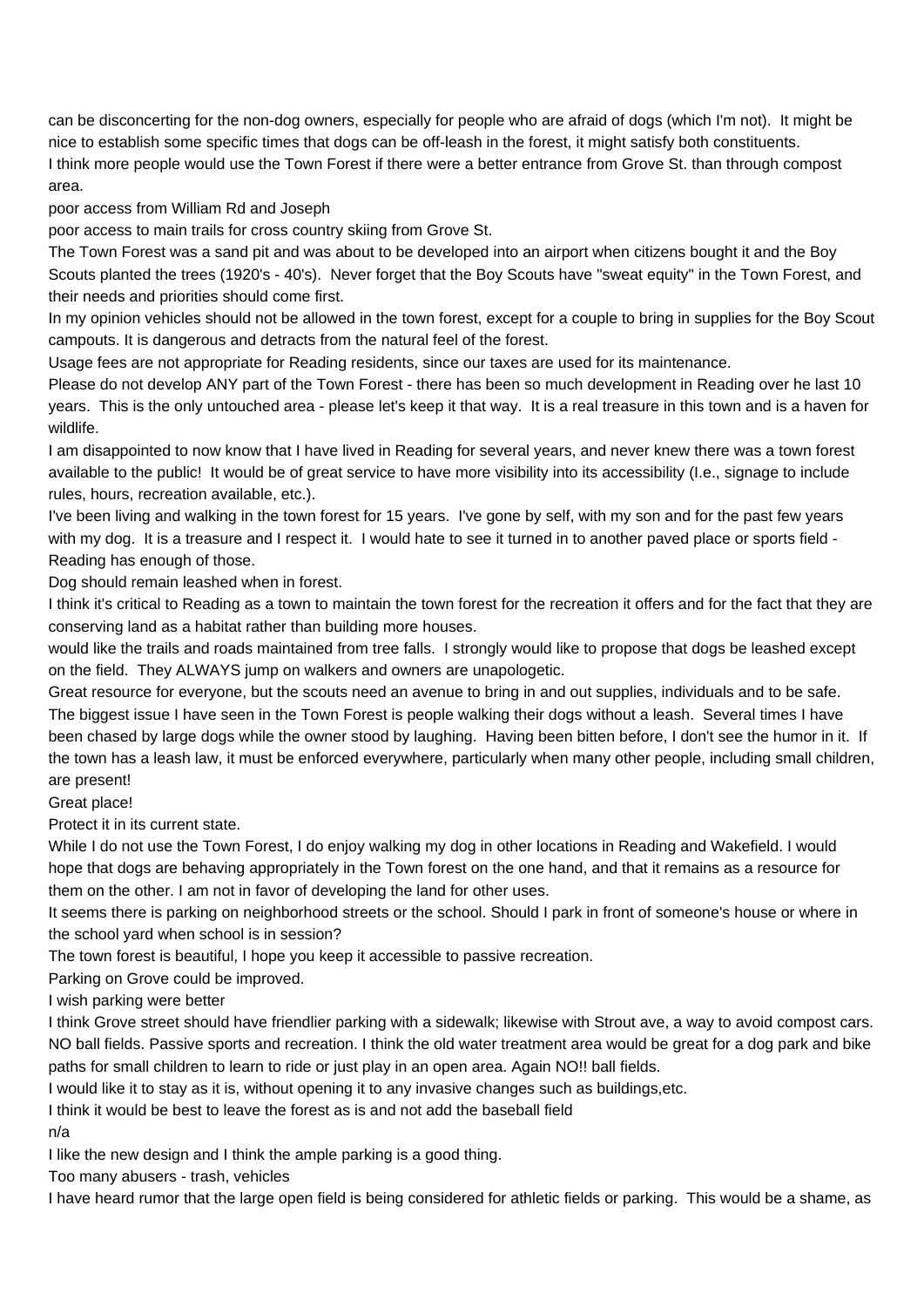can be disconcerting for the non-dog owners, especially for people who are afraid of dogs (which I'm not). It might be nice to establish some specific times that dogs can be off-leash in the forest, it might satisfy both constituents.

I think more people would use the Town Forest if there were a better entrance from Grove St. than through compost area.

poor access from William Rd and Joseph

poor access to main trails for cross country skiing from Grove St.

The Town Forest was a sand pit and was about to be developed into an airport when citizens bought it and the Boy Scouts planted the trees (1920's - 40's). Never forget that the Boy Scouts have "sweat equity" in the Town Forest, and their needs and priorities should come first.

In my opinion vehicles should not be allowed in the town forest, except for a couple to bring in supplies for the Boy Scout campouts. It is dangerous and detracts from the natural feel of the forest.

Usage fees are not appropriate for Reading residents, since our taxes are used for its maintenance.

Please do not develop ANY part of the Town Forest - there has been so much development in Reading over he last 10 years. This is the only untouched area - please let's keep it that way. It is a real treasure in this town and is a haven for wildlife.

I am disappointed to now know that I have lived in Reading for several years, and never knew there was a town forest available to the public! It would be of great service to have more visibility into its accessibility (I.e., signage to include rules, hours, recreation available, etc.).

I've been living and walking in the town forest for 15 years. I've gone by self, with my son and for the past few years with my dog. It is a treasure and I respect it. I would hate to see it turned in to another paved place or sports field - Reading has enough of those.

Dog should remain leashed when in forest.

I think it's critical to Reading as a town to maintain the town forest for the recreation it offers and for the fact that they are conserving land as a habitat rather than building more houses.

would like the trails and roads maintained from tree falls. I strongly would like to propose that dogs be leashed except on the field. They ALWAYS jump on walkers and owners are unapologetic.

Great resource for everyone, but the scouts need an avenue to bring in and out supplies, individuals and to be safe.

The biggest issue I have seen in the Town Forest is people walking their dogs without a leash. Several times I have been chased by large dogs while the owner stood by laughing. Having been bitten before, I don't see the humor in it. If the town has a leash law, it must be enforced everywhere, particularly when many other people, including small children, are present!

Great place!

Protect it in its current state.

While I do not use the Town Forest, I do enjoy walking my dog in other locations in Reading and Wakefield. I would hope that dogs are behaving appropriately in the Town forest on the one hand, and that it remains as a resource for them on the other. I am not in favor of developing the land for other uses.

It seems there is parking on neighborhood streets or the school. Should I park in front of someone's house or where in the school yard when school is in session?

The town forest is beautiful, I hope you keep it accessible to passive recreation.

Parking on Grove could be improved.

I wish parking were better

I think Grove street should have friendlier parking with a sidewalk; likewise with Strout ave, a way to avoid compost cars.

NO ball fields. Passive sports and recreation. I think the old water treatment area would be great for a dog park and bike paths for small children to learn to ride or just play in an open area. Again NO!! ball fields.

I would like it to stay as it is, without opening it to any invasive changes such as buildings,etc.

I think it would be best to leave the forest as is and not add the baseball field

n/a

I like the new design and I think the ample parking is a good thing.

Too many abusers - trash, vehicles

I have heard rumor that the large open field is being considered for athletic fields or parking. This would be a shame, as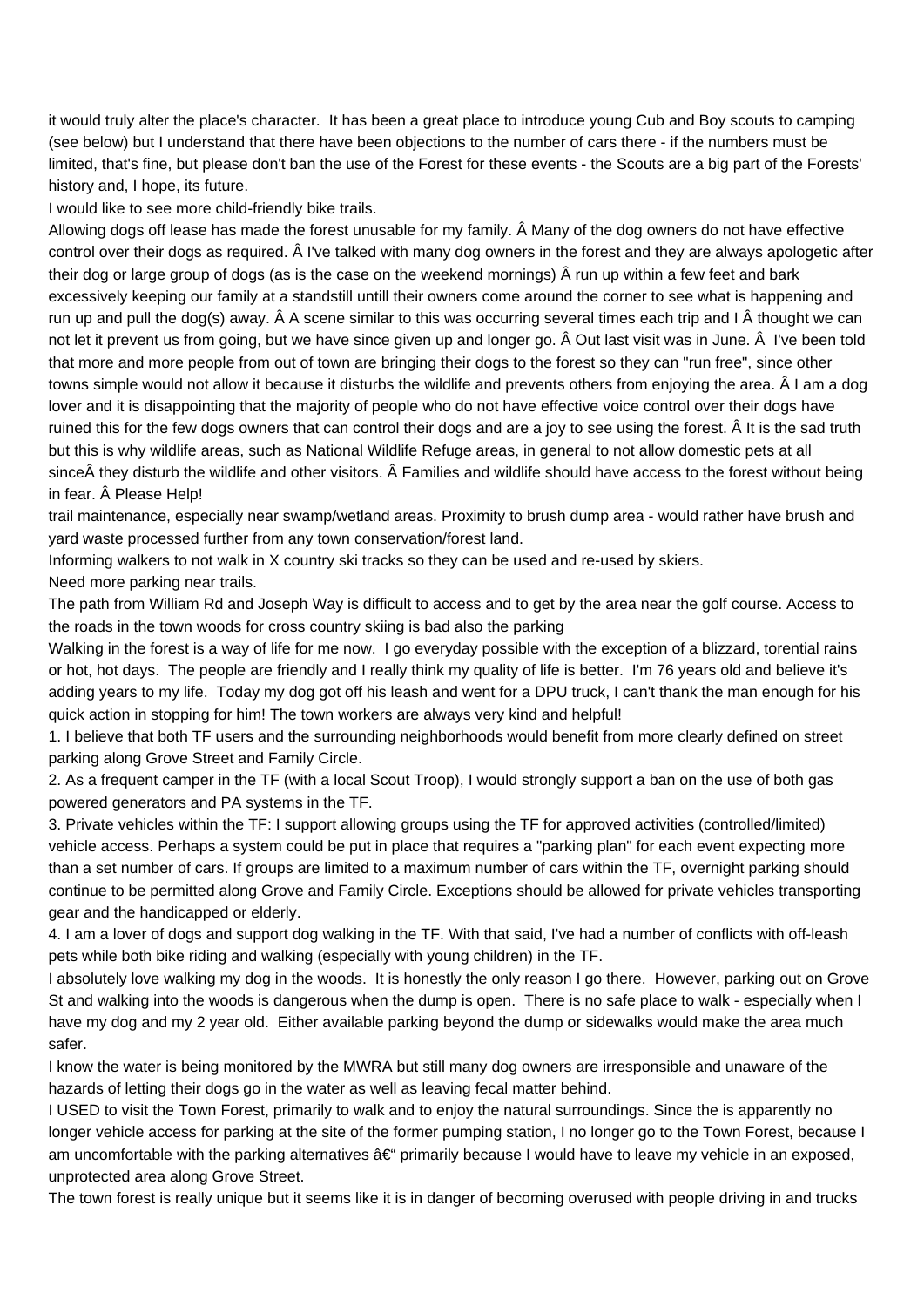it would truly alter the place's character.  It has been a great place to introduce young Cub and Boy scouts to camping (see below) but I understand that there have been objections to the number of cars there - if the numbers must be limited, that's fine, but please don't ban the use of the Forest for these events - the Scouts are a big part of the Forests' history and, I hope, its future.

I would like to see more child-friendly bike trails.

Allowing dogs off lease has made the forest unusable for my family. Â Many of the dog owners do not have effective control over their dogs as required. Â I've talked with many dog owners in the forest and they are always apologetic after their dog or large group of dogs (as is the case on the weekend mornings) Â run up within a few feet and bark excessively keeping our family at a standstill untill their owners come around the corner to see what is happening and run up and pull the dog(s) away. Â A scene similar to this was occurring several times each trip and I Â thought we can not let it prevent us from going, but we have since given up and longer go. Â Out last visit was in June. Â  I've been told that more and more people from out of town are bringing their dogs to the forest so they can "run free", since other towns simple would not allow it because it disturbs the wildlife and prevents others from enjoying the area. Â I am a dog lover and it is disappointing that the majority of people who do not have effective voice control over their dogs have ruined this for the few dogs owners that can control their dogs and are a joy to see using the forest. Â It is the sad truth but this is why wildlife areas, such as National Wildlife Refuge areas, in general to not allow domestic pets at all sinceÂ they disturb the wildlife and other visitors. Â Families and wildlife should have access to the forest without being in fear. Â Please Help!

trail maintenance, especially near swamp/wetland areas. Proximity to brush dump area - would rather have brush and yard waste processed further from any town conservation/forest land.

Informing walkers to not walk in X country ski tracks so they can be used and re-used by skiers.

Need more parking near trails.

The path from William Rd and Joseph Way is difficult to access and to get by the area near the golf course. Access to the roads in the town woods for cross country skiing is bad also the parking

Walking in the forest is a way of life for me now.  I go everyday possible with the exception of a blizzard, torential rains or hot, hot days.  The people are friendly and I really think my quality of life is better.  I'm 76 years old and believe it's adding years to my life.  Today my dog got off his leash and went for a DPU truck, I can't thank the man enough for his quick action in stopping for him! The town workers are always very kind and helpful!

1. I believe that both TF users and the surrounding neighborhoods would benefit from more clearly defined on street parking along Grove Street and Family Circle.
2. As a frequent camper in the TF (with a local Scout Troop), I would strongly support a ban on the use of both gas powered generators and PA systems in the TF.
3. Private vehicles within the TF: I support allowing groups using the TF for approved activities (controlled/limited) vehicle access. Perhaps a system could be put in place that requires a "parking plan" for each event expecting more than a set number of cars. If groups are limited to a maximum number of cars within the TF, overnight parking should continue to be permitted along Grove and Family Circle. Exceptions should be allowed for private vehicles transporting gear and the handicapped or elderly.
4. I am a lover of dogs and support dog walking in the TF. With that said, I've had a number of conflicts with off-leash pets while both bike riding and walking (especially with young children) in the TF.

I absolutely love walking my dog in the woods.  It is honestly the only reason I go there.  However, parking out on Grove St and walking into the woods is dangerous when the dump is open.  There is no safe place to walk - especially when I have my dog and my 2 year old.  Either available parking beyond the dump or sidewalks would make the area much safer.

I know the water is being monitored by the MWRA but still many dog owners are irresponsible and unaware of the hazards of letting their dogs go in the water as well as leaving fecal matter behind.

I USED to visit the Town Forest, primarily to walk and to enjoy the natural surroundings. Since the is apparently no longer vehicle access for parking at the site of the former pumping station, I no longer go to the Town Forest, because I am uncomfortable with the parking alternatives â€“ primarily because I would have to leave my vehicle in an exposed, unprotected area along Grove Street.

The town forest is really unique but it seems like it is in danger of becoming overused with people driving in and trucks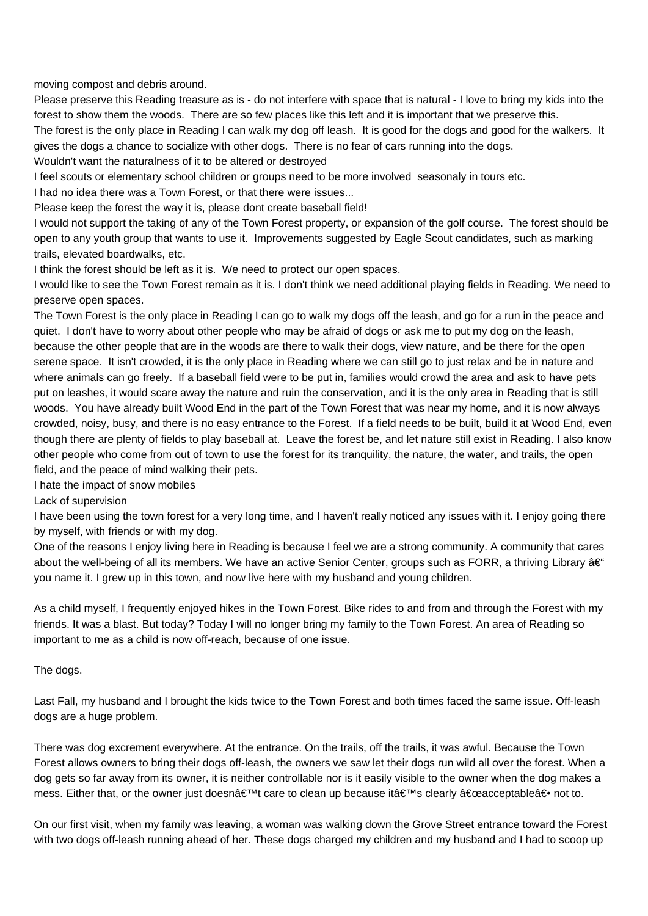moving compost and debris around.

Please preserve this Reading treasure as is - do not interfere with space that is natural - I love to bring my kids into the forest to show them the woods.  There are so few places like this left and it is important that we preserve this.

The forest is the only place in Reading I can walk my dog off leash.  It is good for the dogs and good for the walkers.  It gives the dogs a chance to socialize with other dogs.  There is no fear of cars running into the dogs.

Wouldn't want the naturalness of it to be altered or destroyed

I feel scouts or elementary school children or groups need to be more involved  seasonaly in tours etc.

I had no idea there was a Town Forest, or that there were issues...

Please keep the forest the way it is, please dont create baseball field!

I would not support the taking of any of the Town Forest property, or expansion of the golf course.  The forest should be open to any youth group that wants to use it.  Improvements suggested by Eagle Scout candidates, such as marking trails, elevated boardwalks, etc.

I think the forest should be left as it is.  We need to protect our open spaces.

I would like to see the Town Forest remain as it is. I don't think we need additional playing fields in Reading. We need to preserve open spaces.

The Town Forest is the only place in Reading I can go to walk my dogs off the leash, and go for a run in the peace and quiet.  I don't have to worry about other people who may be afraid of dogs or ask me to put my dog on the leash, because the other people that are in the woods are there to walk their dogs, view nature, and be there for the open serene space.  It isn't crowded, it is the only place in Reading where we can still go to just relax and be in nature and where animals can go freely.  If a baseball field were to be put in, families would crowd the area and ask to have pets put on leashes, it would scare away the nature and ruin the conservation, and it is the only area in Reading that is still woods.  You have already built Wood End in the part of the Town Forest that was near my home, and it is now always crowded, noisy, busy, and there is no easy entrance to the Forest.  If a field needs to be built, build it at Wood End, even though there are plenty of fields to play baseball at.  Leave the forest be, and let nature still exist in Reading. I also know other people who come from out of town to use the forest for its tranquility, the nature, the water, and trails, the open field, and the peace of mind walking their pets.

I hate the impact of snow mobiles

Lack of supervision

I have been using the town forest for a very long time, and I haven't really noticed any issues with it. I enjoy going there by myself, with friends or with my dog.

One of the reasons I enjoy living here in Reading is because I feel we are a strong community. A community that cares about the well-being of all its members. We have an active Senior Center, groups such as FORR, a thriving Library â€" you name it. I grew up in this town, and now live here with my husband and young children.

As a child myself, I frequently enjoyed hikes in the Town Forest. Bike rides to and from and through the Forest with my friends. It was a blast. But today? Today I will no longer bring my family to the Town Forest. An area of Reading so important to me as a child is now off-reach, because of one issue.

The dogs.

Last Fall, my husband and I brought the kids twice to the Town Forest and both times faced the same issue. Off-leash dogs are a huge problem.

There was dog excrement everywhere. At the entrance. On the trails, off the trails, it was awful. Because the Town Forest allows owners to bring their dogs off-leash, the owners we saw let their dogs run wild all over the forest. When a dog gets so far away from its owner, it is neither controllable nor is it easily visible to the owner when the dog makes a mess. Either that, or the owner just doesnâ€™t care to clean up because itâ€™s clearly â€œacceptableâ€• not to.

On our first visit, when my family was leaving, a woman was walking down the Grove Street entrance toward the Forest with two dogs off-leash running ahead of her. These dogs charged my children and my husband and I had to scoop up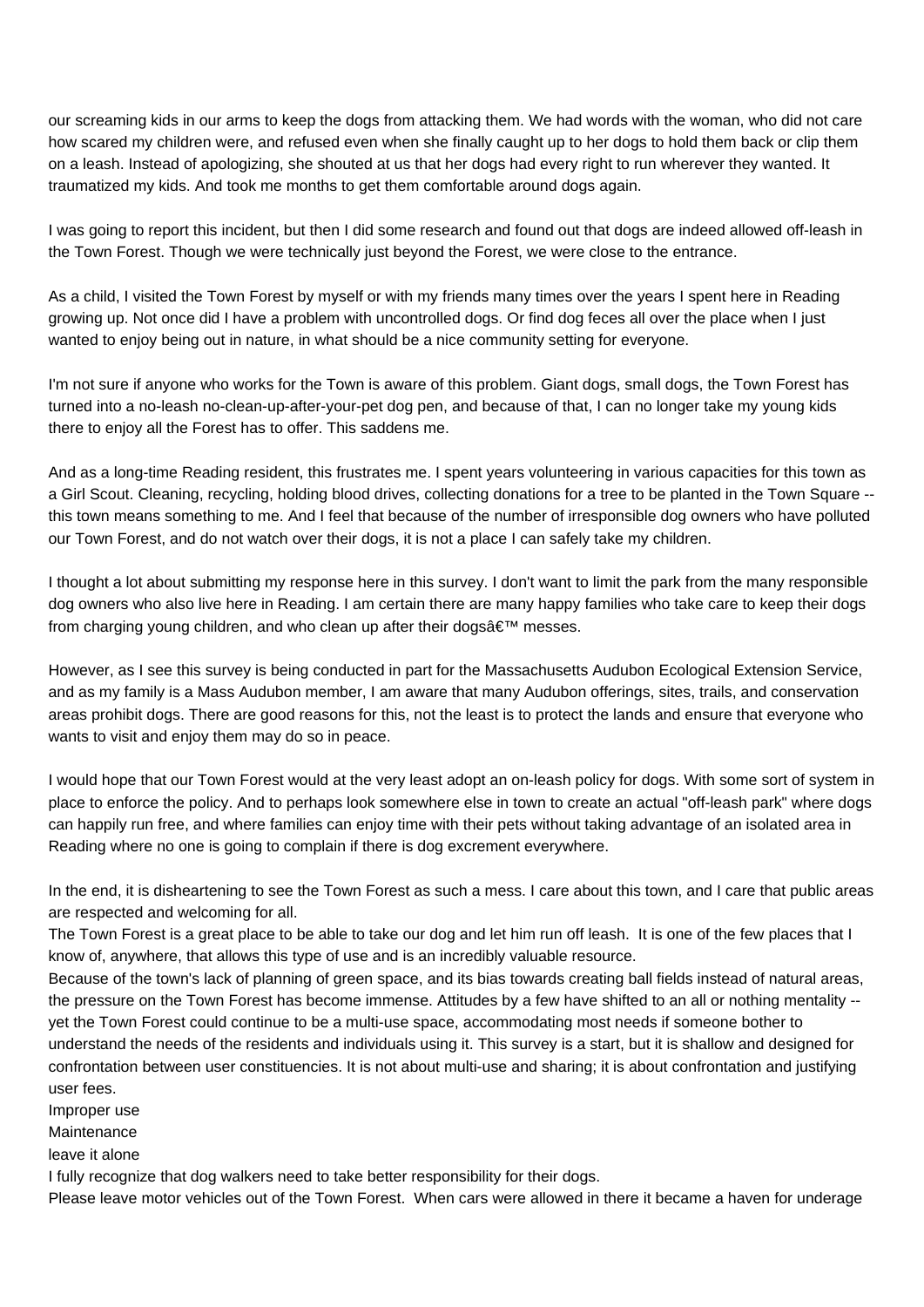our screaming kids in our arms to keep the dogs from attacking them. We had words with the woman, who did not care how scared my children were, and refused even when she finally caught up to her dogs to hold them back or clip them on a leash. Instead of apologizing, she shouted at us that her dogs had every right to run wherever they wanted. It traumatized my kids. And took me months to get them comfortable around dogs again.

I was going to report this incident, but then I did some research and found out that dogs are indeed allowed off-leash in the Town Forest. Though we were technically just beyond the Forest, we were close to the entrance.

As a child, I visited the Town Forest by myself or with my friends many times over the years I spent here in Reading growing up. Not once did I have a problem with uncontrolled dogs. Or find dog feces all over the place when I just wanted to enjoy being out in nature, in what should be a nice community setting for everyone.

I'm not sure if anyone who works for the Town is aware of this problem. Giant dogs, small dogs, the Town Forest has turned into a no-leash no-clean-up-after-your-pet dog pen, and because of that, I can no longer take my young kids there to enjoy all the Forest has to offer. This saddens me.

And as a long-time Reading resident, this frustrates me. I spent years volunteering in various capacities for this town as a Girl Scout. Cleaning, recycling, holding blood drives, collecting donations for a tree to be planted in the Town Square -- this town means something to me. And I feel that because of the number of irresponsible dog owners who have polluted our Town Forest, and do not watch over their dogs, it is not a place I can safely take my children.

I thought a lot about submitting my response here in this survey. I don't want to limit the park from the many responsible dog owners who also live here in Reading. I am certain there are many happy families who take care to keep their dogs from charging young children, and who clean up after their dogsâ€™ messes.

However, as I see this survey is being conducted in part for the Massachusetts Audubon Ecological Extension Service, and as my family is a Mass Audubon member, I am aware that many Audubon offerings, sites, trails, and conservation areas prohibit dogs. There are good reasons for this, not the least is to protect the lands and ensure that everyone who wants to visit and enjoy them may do so in peace.

I would hope that our Town Forest would at the very least adopt an on-leash policy for dogs. With some sort of system in place to enforce the policy. And to perhaps look somewhere else in town to create an actual "off-leash park" where dogs can happily run free, and where families can enjoy time with their pets without taking advantage of an isolated area in Reading where no one is going to complain if there is dog excrement everywhere.

In the end, it is disheartening to see the Town Forest as such a mess. I care about this town, and I care that public areas are respected and welcoming for all.

The Town Forest is a great place to be able to take our dog and let him run off leash. It is one of the few places that I know of, anywhere, that allows this type of use and is an incredibly valuable resource.

Because of the town's lack of planning of green space, and its bias towards creating ball fields instead of natural areas, the pressure on the Town Forest has become immense. Attitudes by a few have shifted to an all or nothing mentality -- yet the Town Forest could continue to be a multi-use space, accommodating most needs if someone bother to understand the needs of the residents and individuals using it. This survey is a start, but it is shallow and designed for confrontation between user constituencies. It is not about multi-use and sharing; it is about confrontation and justifying user fees.

Improper use

Maintenance

leave it alone

I fully recognize that dog walkers need to take better responsibility for their dogs.

Please leave motor vehicles out of the Town Forest. When cars were allowed in there it became a haven for underage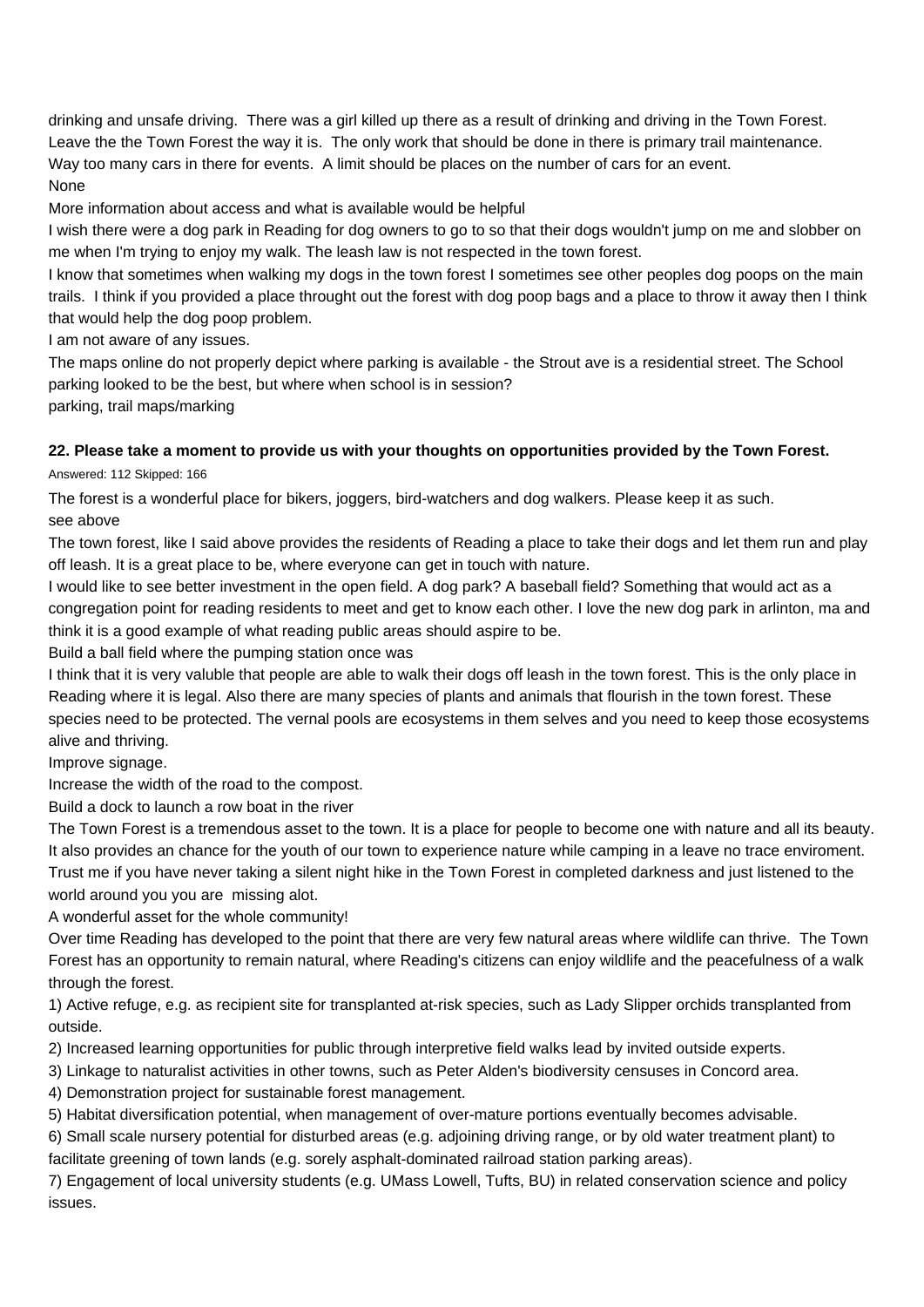drinking and unsafe driving. There was a girl killed up there as a result of drinking and driving in the Town Forest.

Leave the the Town Forest the way it is. The only work that should be done in there is primary trail maintenance.

Way too many cars in there for events. A limit should be places on the number of cars for an event.

None

More information about access and what is available would be helpful

I wish there were a dog park in Reading for dog owners to go to so that their dogs wouldn't jump on me and slobber on me when I'm trying to enjoy my walk. The leash law is not respected in the town forest.

I know that sometimes when walking my dogs in the town forest I sometimes see other peoples dog poops on the main trails. I think if you provided a place throught out the forest with dog poop bags and a place to throw it away then I think that would help the dog poop problem.

I am not aware of any issues.

The maps online do not properly depict where parking is available - the Strout ave is a residential street. The School parking looked to be the best, but where when school is in session?

parking, trail maps/marking

**22. Please take a moment to provide us with your thoughts on opportunities provided by the Town Forest.**

Answered: 112 Skipped: 166

The forest is a wonderful place for bikers, joggers, bird-watchers and dog walkers. Please keep it as such.

see above

The town forest, like I said above provides the residents of Reading a place to take their dogs and let them run and play off leash. It is a great place to be, where everyone can get in touch with nature.

I would like to see better investment in the open field. A dog park? A baseball field? Something that would act as a congregation point for reading residents to meet and get to know each other. I love the new dog park in arlinton, ma and think it is a good example of what reading public areas should aspire to be.

Build a ball field where the pumping station once was

I think that it is very valuble that people are able to walk their dogs off leash in the town forest. This is the only place in Reading where it is legal. Also there are many species of plants and animals that flourish in the town forest. These species need to be protected. The vernal pools are ecosystems in them selves and you need to keep those ecosystems alive and thriving.

Improve signage.

Increase the width of the road to the compost.

Build a dock to launch a row boat in the river

The Town Forest is a tremendous asset to the town. It is a place for people to become one with nature and all its beauty. It also provides an chance for the youth of our town to experience nature while camping in a leave no trace enviroment. Trust me if you have never taking a silent night hike in the Town Forest in completed darkness and just listened to the world around you you are missing alot.

A wonderful asset for the whole community!

Over time Reading has developed to the point that there are very few natural areas where wildlife can thrive. The Town Forest has an opportunity to remain natural, where Reading's citizens can enjoy wildlife and the peacefulness of a walk through the forest.

1) Active refuge, e.g. as recipient site for transplanted at-risk species, such as Lady Slipper orchids transplanted from outside.

2) Increased learning opportunities for public through interpretive field walks lead by invited outside experts.

3) Linkage to naturalist activities in other towns, such as Peter Alden's biodiversity censuses in Concord area.

4) Demonstration project for sustainable forest management.

5) Habitat diversification potential, when management of over-mature portions eventually becomes advisable.

6) Small scale nursery potential for disturbed areas (e.g. adjoining driving range, or by old water treatment plant) to facilitate greening of town lands (e.g. sorely asphalt-dominated railroad station parking areas).

7) Engagement of local university students (e.g. UMass Lowell, Tufts, BU) in related conservation science and policy issues.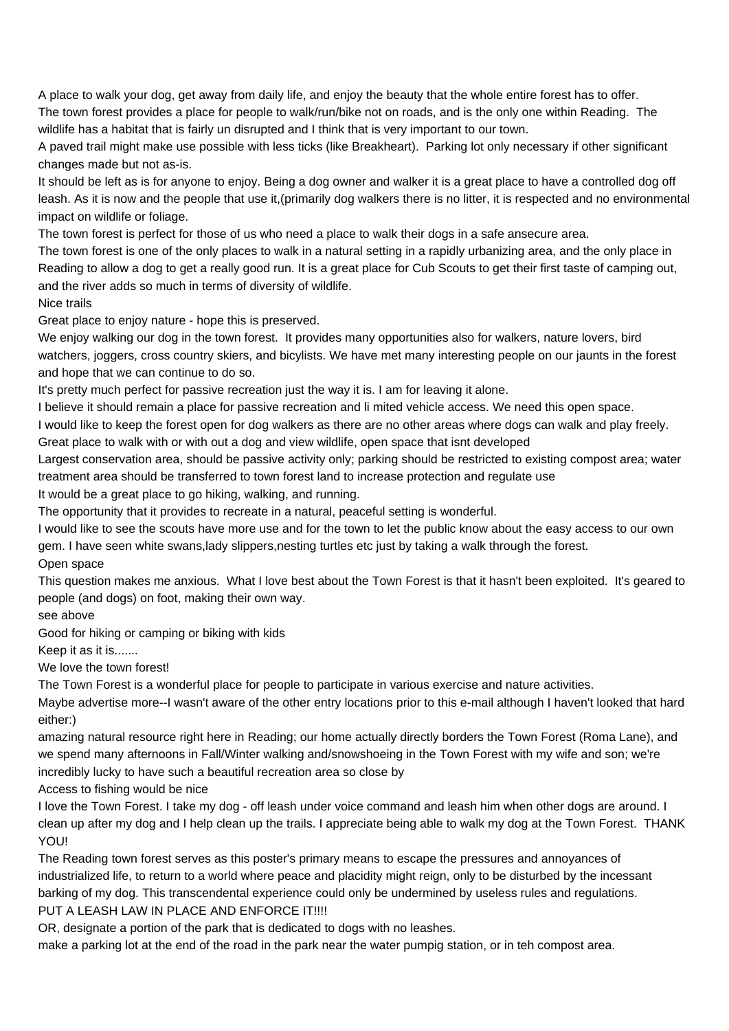A place to walk your dog, get away from daily life, and enjoy the beauty that the whole entire forest has to offer.

The town forest provides a place for people to walk/run/bike not on roads, and is the only one within Reading. The wildlife has a habitat that is fairly un disrupted and I think that is very important to our town.

A paved trail might make use possible with less ticks (like Breakheart). Parking lot only necessary if other significant changes made but not as-is.

It should be left as is for anyone to enjoy. Being a dog owner and walker it is a great place to have a controlled dog off leash. As it is now and the people that use it,(primarily dog walkers there is no litter, it is respected and no environmental impact on wildlife or foliage.

The town forest is perfect for those of us who need a place to walk their dogs in a safe ansecure area.

The town forest is one of the only places to walk in a natural setting in a rapidly urbanizing area, and the only place in Reading to allow a dog to get a really good run. It is a great place for Cub Scouts to get their first taste of camping out, and the river adds so much in terms of diversity of wildlife.

Nice trails

Great place to enjoy nature - hope this is preserved.

We enjoy walking our dog in the town forest. It provides many opportunities also for walkers, nature lovers, bird watchers, joggers, cross country skiers, and bicylists. We have met many interesting people on our jaunts in the forest and hope that we can continue to do so.

It's pretty much perfect for passive recreation just the way it is. I am for leaving it alone.

I believe it should remain a place for passive recreation and li mited vehicle access. We need this open space.

I would like to keep the forest open for dog walkers as there are no other areas where dogs can walk and play freely.

Great place to walk with or with out a dog and view wildlife, open space that isnt developed

Largest conservation area, should be passive activity only; parking should be restricted to existing compost area; water treatment area should be transferred to town forest land to increase protection and regulate use

It would be a great place to go hiking, walking, and running.

The opportunity that it provides to recreate in a natural, peaceful setting is wonderful.

I would like to see the scouts have more use and for the town to let the public know about the easy access to our own gem. I have seen white swans,lady slippers,nesting turtles etc just by taking a walk through the forest.

Open space

This question makes me anxious. What I love best about the Town Forest is that it hasn't been exploited. It's geared to people (and dogs) on foot, making their own way.

see above

Good for hiking or camping or biking with kids

Keep it as it is.......

We love the town forest!

The Town Forest is a wonderful place for people to participate in various exercise and nature activities.

Maybe advertise more--I wasn't aware of the other entry locations prior to this e-mail although I haven't looked that hard either:)

amazing natural resource right here in Reading; our home actually directly borders the Town Forest (Roma Lane), and we spend many afternoons in Fall/Winter walking and/snowshoeing in the Town Forest with my wife and son; we're incredibly lucky to have such a beautiful recreation area so close by

Access to fishing would be nice

I love the Town Forest. I take my dog - off leash under voice command and leash him when other dogs are around. I clean up after my dog and I help clean up the trails. I appreciate being able to walk my dog at the Town Forest. THANK YOU!

The Reading town forest serves as this poster's primary means to escape the pressures and annoyances of industrialized life, to return to a world where peace and placidity might reign, only to be disturbed by the incessant barking of my dog. This transcendental experience could only be undermined by useless rules and regulations.

PUT A LEASH LAW IN PLACE AND ENFORCE IT!!!!

OR, designate a portion of the park that is dedicated to dogs with no leashes.

make a parking lot at the end of the road in the park near the water pumpig station, or in teh compost area.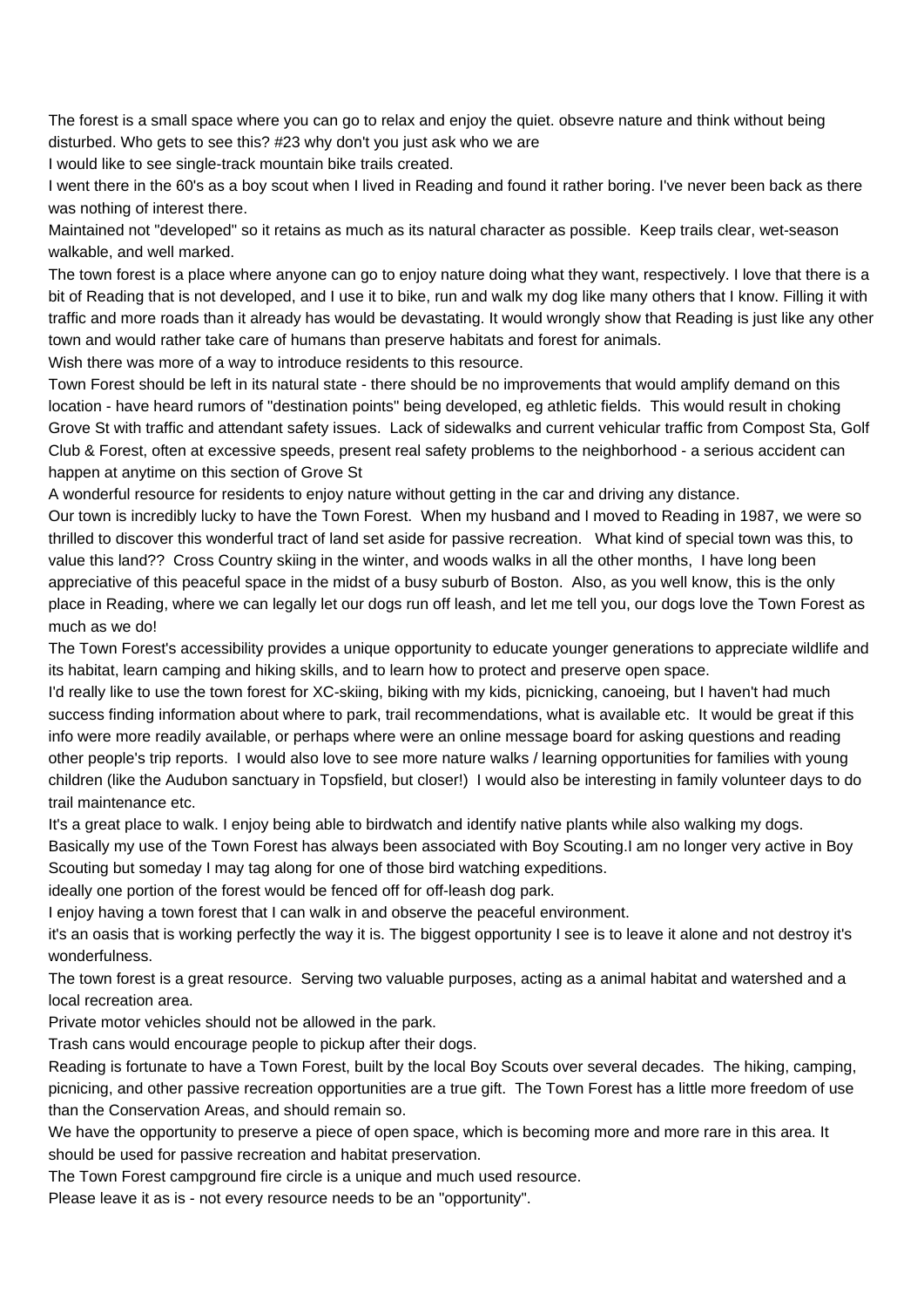The forest is a small space where you can go to relax and enjoy the quiet. obsevre nature and think without being disturbed. Who gets to see this? #23 why don't you just ask who we are

I would like to see single-track mountain bike trails created.

I went there in the 60's as a boy scout when I lived in Reading and found it rather boring. I've never been back as there was nothing of interest there.

Maintained not "developed" so it retains as much as its natural character as possible.  Keep trails clear, wet-season walkable, and well marked.

The town forest is a place where anyone can go to enjoy nature doing what they want, respectively. I love that there is a bit of Reading that is not developed, and I use it to bike, run and walk my dog like many others that I know. Filling it with traffic and more roads than it already has would be devastating. It would wrongly show that Reading is just like any other town and would rather take care of humans than preserve habitats and forest for animals.

Wish there was more of a way to introduce residents to this resource.

Town Forest should be left in its natural state - there should be no improvements that would amplify demand on this location - have heard rumors of "destination points" being developed, eg athletic fields.  This would result in choking Grove St with traffic and attendant safety issues.  Lack of sidewalks and current vehicular traffic from Compost Sta, Golf Club & Forest, often at excessive speeds, present real safety problems to the neighborhood - a serious accident can happen at anytime on this section of Grove St

A wonderful resource for residents to enjoy nature without getting in the car and driving any distance.

Our town is incredibly lucky to have the Town Forest.  When my husband and I moved to Reading in 1987, we were so thrilled to discover this wonderful tract of land set aside for passive recreation.   What kind of special town was this, to value this land??  Cross Country skiing in the winter, and woods walks in all the other months,  I have long been appreciative of this peaceful space in the midst of a busy suburb of Boston.  Also, as you well know, this is the only place in Reading, where we can legally let our dogs run off leash, and let me tell you, our dogs love the Town Forest as much as we do!

The Town Forest's accessibility provides a unique opportunity to educate younger generations to appreciate wildlife and its habitat, learn camping and hiking skills, and to learn how to protect and preserve open space.

I'd really like to use the town forest for XC-skiing, biking with my kids, picnicking, canoeing, but I haven't had much success finding information about where to park, trail recommendations, what is available etc.  It would be great if this info were more readily available, or perhaps where were an online message board for asking questions and reading other people's trip reports.  I would also love to see more nature walks / learning opportunities for families with young children (like the Audubon sanctuary in Topsfield, but closer!)  I would also be interesting in family volunteer days to do trail maintenance etc.

It's a great place to walk. I enjoy being able to birdwatch and identify native plants while also walking my dogs.

Basically my use of the Town Forest has always been associated with Boy Scouting.I am no longer very active in Boy Scouting but someday I may tag along for one of those bird watching expeditions.

ideally one portion of the forest would be fenced off for off-leash dog park.

I enjoy having a town forest that I can walk in and observe the peaceful environment.

it's an oasis that is working perfectly the way it is. The biggest opportunity I see is to leave it alone and not destroy it's wonderfulness.

The town forest is a great resource.  Serving two valuable purposes, acting as a animal habitat and watershed and a local recreation area.

Private motor vehicles should not be allowed in the park.

Trash cans would encourage people to pickup after their dogs.

Reading is fortunate to have a Town Forest, built by the local Boy Scouts over several decades.  The hiking, camping, picnicing, and other passive recreation opportunities are a true gift.  The Town Forest has a little more freedom of use than the Conservation Areas, and should remain so.

We have the opportunity to preserve a piece of open space, which is becoming more and more rare in this area. It should be used for passive recreation and habitat preservation.

The Town Forest campground fire circle is a unique and much used resource.

Please leave it as is - not every resource needs to be an "opportunity".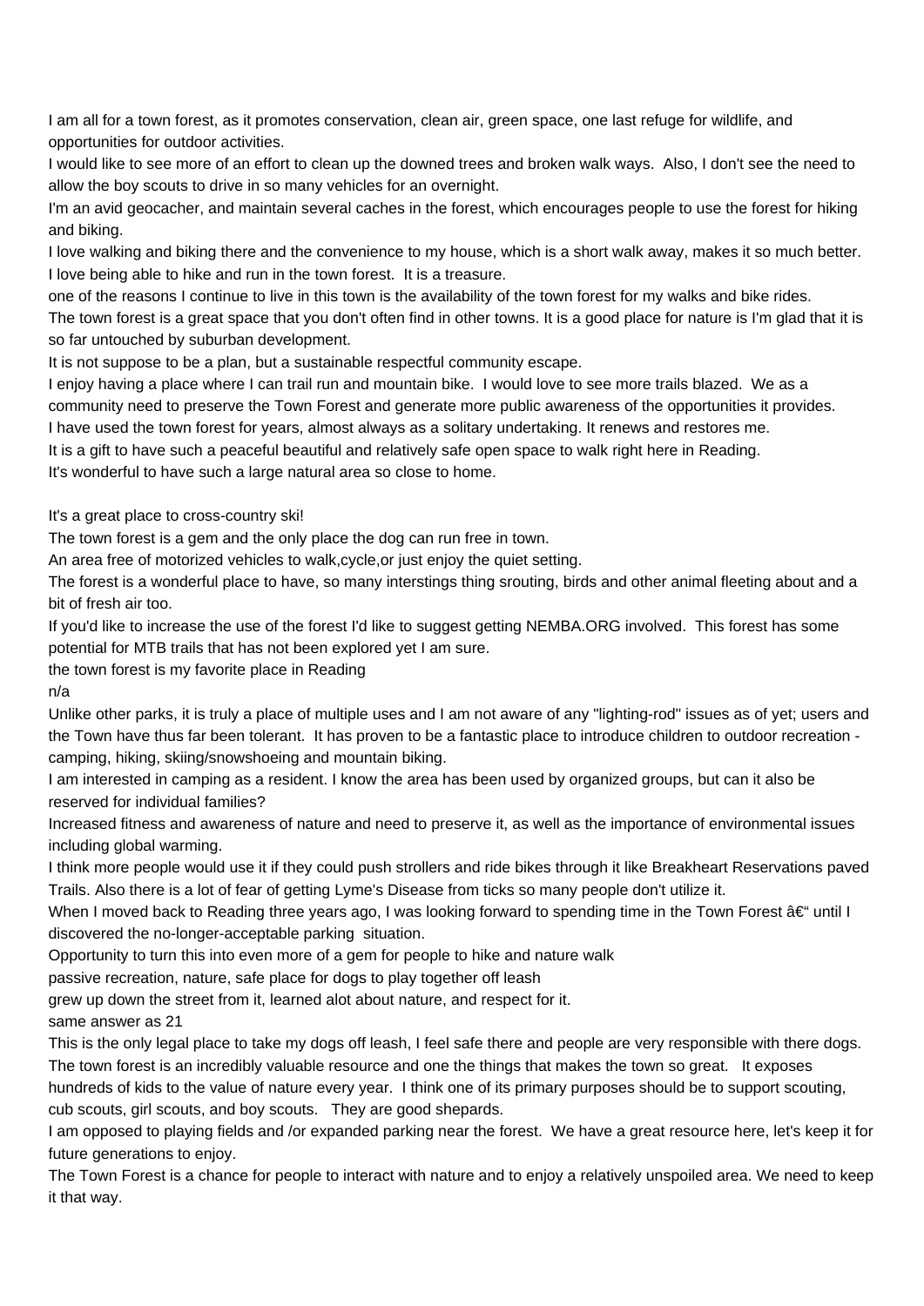I am all for a town forest, as it promotes conservation, clean air, green space, one last refuge for wildlife, and opportunities for outdoor activities.

I would like to see more of an effort to clean up the downed trees and broken walk ways. Also, I don't see the need to allow the boy scouts to drive in so many vehicles for an overnight.

I'm an avid geocacher, and maintain several caches in the forest, which encourages people to use the forest for hiking and biking.

I love walking and biking there and the convenience to my house, which is a short walk away, makes it so much better.

I love being able to hike and run in the town forest. It is a treasure.

one of the reasons I continue to live in this town is the availability of the town forest for my walks and bike rides.

The town forest is a great space that you don't often find in other towns. It is a good place for nature is I'm glad that it is so far untouched by suburban development.

It is not suppose to be a plan, but a sustainable respectful community escape.

I enjoy having a place where I can trail run and mountain bike. I would love to see more trails blazed. We as a community need to preserve the Town Forest and generate more public awareness of the opportunities it provides.

I have used the town forest for years, almost always as a solitary undertaking. It renews and restores me.

It is a gift to have such a peaceful beautiful and relatively safe open space to walk right here in Reading.

It's wonderful to have such a large natural area so close to home.

It's a great place to cross-country ski!

The town forest is a gem and the only place the dog can run free in town.

An area free of motorized vehicles to walk,cycle,or just enjoy the quiet setting.

The forest is a wonderful place to have, so many interstings thing srouting, birds and other animal fleeting about and a bit of fresh air too.

If you'd like to increase the use of the forest I'd like to suggest getting NEMBA.ORG involved. This forest has some potential for MTB trails that has not been explored yet I am sure.

the town forest is my favorite place in Reading

n/a

Unlike other parks, it is truly a place of multiple uses and I am not aware of any "lighting-rod" issues as of yet; users and the Town have thus far been tolerant. It has proven to be a fantastic place to introduce children to outdoor recreation - camping, hiking, skiing/snowshoeing and mountain biking.

I am interested in camping as a resident. I know the area has been used by organized groups, but can it also be reserved for individual families?

Increased fitness and awareness of nature and need to preserve it, as well as the importance of environmental issues including global warming.

I think more people would use it if they could push strollers and ride bikes through it like Breakheart Reservations paved Trails. Also there is a lot of fear of getting Lyme's Disease from ticks so many people don't utilize it.

When I moved back to Reading three years ago, I was looking forward to spending time in the Town Forest â€“ until I discovered the no-longer-acceptable parking situation.

Opportunity to turn this into even more of a gem for people to hike and nature walk

passive recreation, nature, safe place for dogs to play together off leash

grew up down the street from it, learned alot about nature, and respect for it.

same answer as 21

This is the only legal place to take my dogs off leash, I feel safe there and people are very responsible with there dogs.

The town forest is an incredibly valuable resource and one the things that makes the town so great. It exposes hundreds of kids to the value of nature every year. I think one of its primary purposes should be to support scouting, cub scouts, girl scouts, and boy scouts. They are good shepards.

I am opposed to playing fields and /or expanded parking near the forest. We have a great resource here, let's keep it for future generations to enjoy.

The Town Forest is a chance for people to interact with nature and to enjoy a relatively unspoiled area. We need to keep it that way.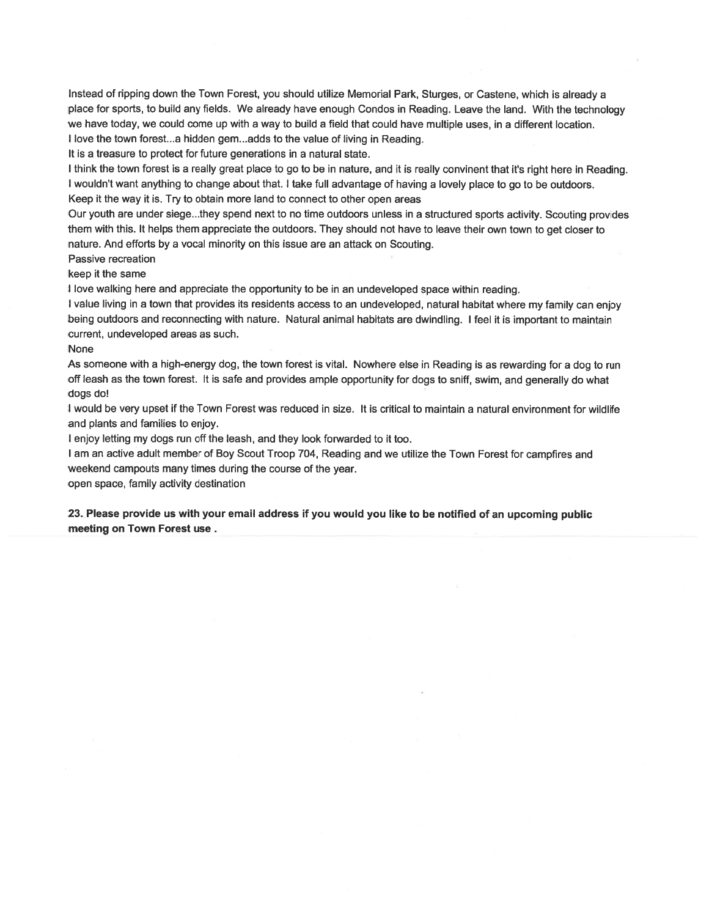Instead of ripping down the Town Forest, you should utilize Memorial Park, Sturges, or Castene, which is already a place for sports, to build any fields. We already have enough Condos in Reading. Leave the land. With the technology we have today, we could come up with a way to build a field that could have multiple uses, in a different location.

I love the town forest...a hidden gem...adds to the value of living in Reading.

It is a treasure to protect for future generations in a natural state.

I think the town forest is a really great place to go to be in nature, and it is really convinent that it's right here in Reading. I wouldn't want anything to change about that. I take full advantage of having a lovely place to go to be outdoors.

Keep it the way it is. Try to obtain more land to connect to other open areas

Our youth are under siege...they spend next to no time outdoors unless in a structured sports activity. Scouting provides them with this. It helps them appreciate the outdoors. They should not have to leave their own town to get closer to nature. And efforts by a vocal minority on this issue are an attack on Scouting.

Passive recreation

keep it the same

I love walking here and appreciate the opportunity to be in an undeveloped space within reading.

I value living in a town that provides its residents access to an undeveloped, natural habitat where my family can enjoy being outdoors and reconnecting with nature. Natural animal habitats are dwindling. I feel it is important to maintain current, undeveloped areas as such.

None

As someone with a high-energy dog, the town forest is vital. Nowhere else in Reading is as rewarding for a dog to run off leash as the town forest. It is safe and provides ample opportunity for dogs to sniff, swim, and generally do what dogs do!

I would be very upset if the Town Forest was reduced in size. It is critical to maintain a natural environment for wildlife and plants and families to enjoy.

I enjoy letting my dogs run off the leash, and they look forwarded to it too.

I am an active adult member of Boy Scout Troop 704, Reading and we utilize the Town Forest for campfires and weekend campouts many times during the course of the year.

open space, family activity destination

**23. Please provide us with your email address if you would you like to be notified of an upcoming public meeting on Town Forest use .**